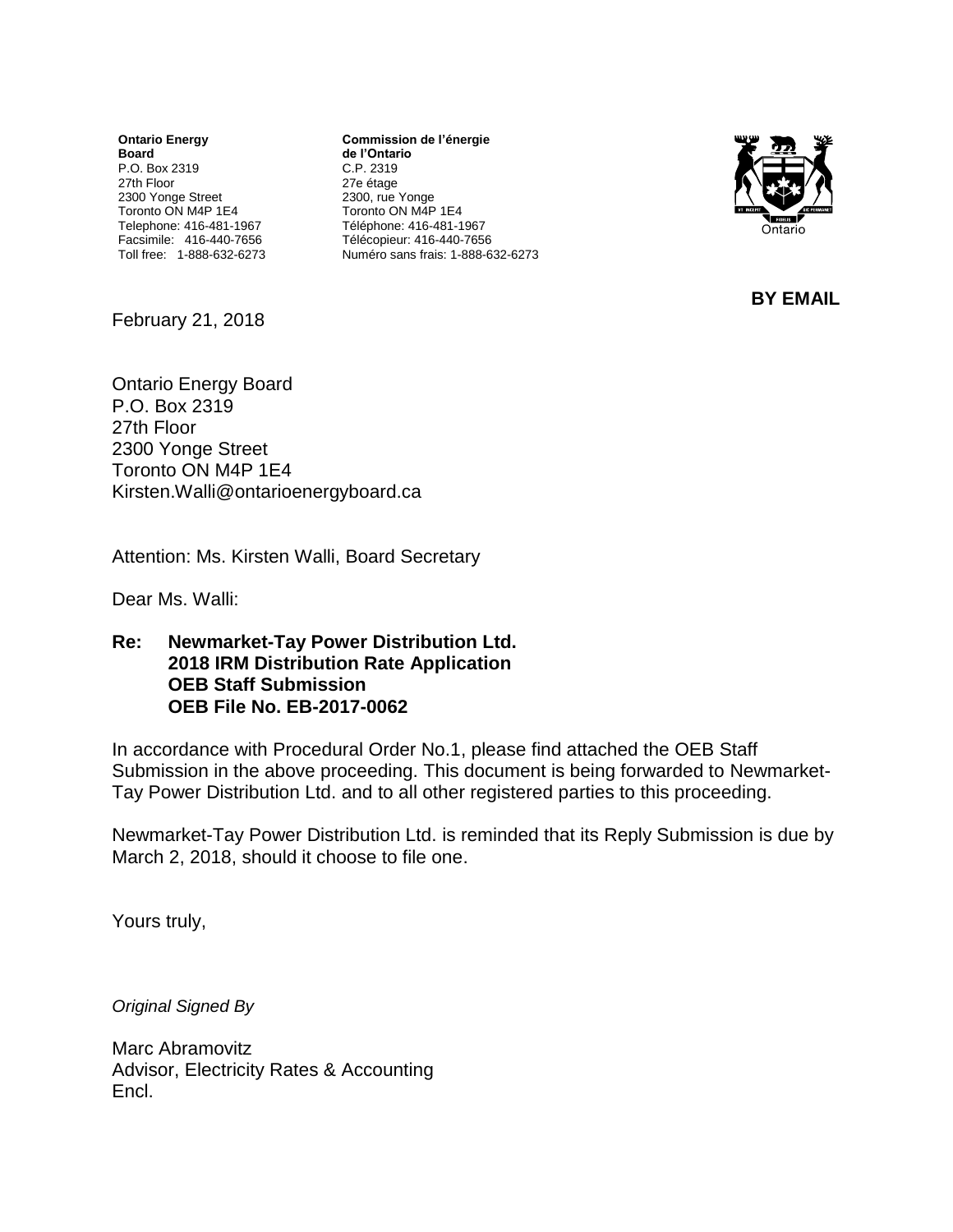**Ontario Energy Board**
P.O. Box 2319
27th Floor
2300 Yonge Street
Toronto ON M4P 1E4
Telephone: 416-481-1967
Facsimile: 416-440-7656
Toll free: 1-888-632-6273

**Commission de l'énergie de l'Ontario**
C.P. 2319
27e étage
2300, rue Yonge
Toronto ON M4P 1E4
Téléphone: 416-481-1967
Télécopieur: 416-440-7656
Numéro sans frais: 1-888-632-6273

**BY EMAIL**

February 21, 2018

Ontario Energy Board
P.O. Box 2319
27th Floor
2300 Yonge Street
Toronto ON M4P 1E4
Kirsten.Walli@ontarioenergyboard.ca

Attention: Ms. Kirsten Walli, Board Secretary

Dear Ms. Walli:

**Re: Newmarket-Tay Power Distribution Ltd.**
**2018 IRM Distribution Rate Application**
**OEB Staff Submission**
**OEB File No. EB-2017-0062**

In accordance with Procedural Order No.1, please find attached the OEB Staff Submission in the above proceeding. This document is being forwarded to Newmarket-Tay Power Distribution Ltd. and to all other registered parties to this proceeding.

Newmarket-Tay Power Distribution Ltd. is reminded that its Reply Submission is due by March 2, 2018, should it choose to file one.

Yours truly,

*Original Signed By*

Marc Abramovitz
Advisor, Electricity Rates & Accounting
Encl.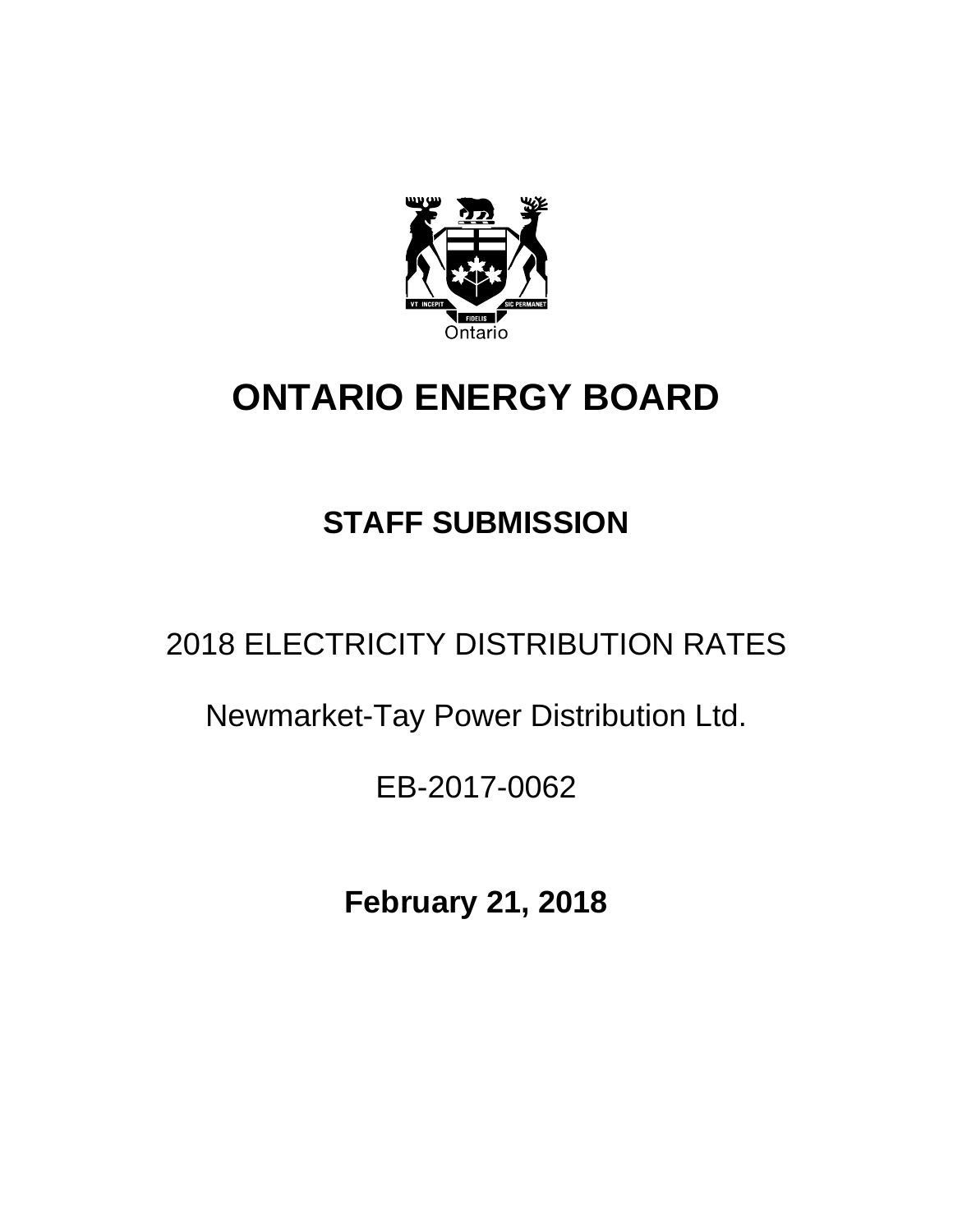# ONTARIO ENERGY BOARD

## STAFF SUBMISSION

2018 ELECTRICITY DISTRIBUTION RATES

Newmarket-Tay Power Distribution Ltd.

EB-2017-0062

**February 21, 2018**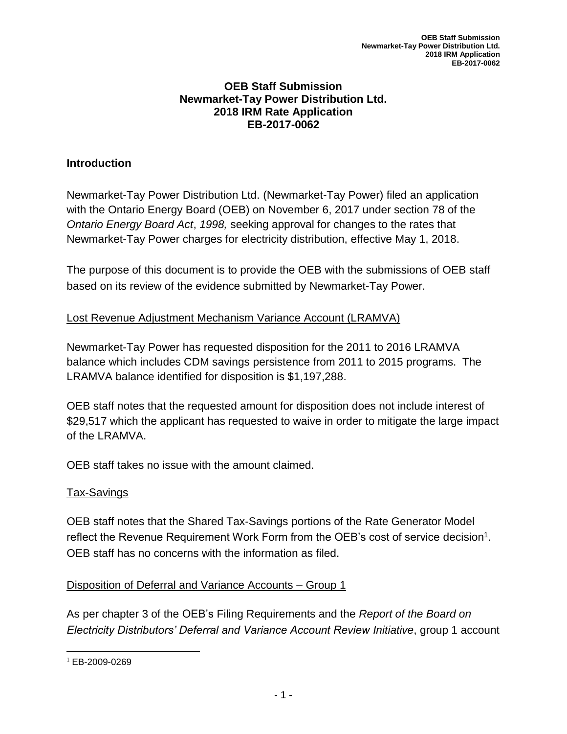# OEB Staff Submission
# Newmarket-Tay Power Distribution Ltd.
# 2018 IRM Rate Application
# EB-2017-0062

## Introduction

Newmarket-Tay Power Distribution Ltd. (Newmarket-Tay Power) filed an application with the Ontario Energy Board (OEB) on November 6, 2017 under section 78 of the *Ontario Energy Board Act*, *1998,* seeking approval for changes to the rates that Newmarket-Tay Power charges for electricity distribution, effective May 1, 2018.

The purpose of this document is to provide the OEB with the submissions of OEB staff based on its review of the evidence submitted by Newmarket-Tay Power.

### Lost Revenue Adjustment Mechanism Variance Account (LRAMVA)

Newmarket-Tay Power has requested disposition for the 2011 to 2016 LRAMVA balance which includes CDM savings persistence from 2011 to 2015 programs. The LRAMVA balance identified for disposition is $1,197,288.

OEB staff notes that the requested amount for disposition does not include interest of $29,517 which the applicant has requested to waive in order to mitigate the large impact of the LRAMVA.

OEB staff takes no issue with the amount claimed.

### Tax-Savings

OEB staff notes that the Shared Tax-Savings portions of the Rate Generator Model reflect the Revenue Requirement Work Form from the OEB's cost of service decision[1]. OEB staff has no concerns with the information as filed.

### Disposition of Deferral and Variance Accounts – Group 1

As per chapter 3 of the OEB's Filing Requirements and the *Report of the Board on Electricity Distributors' Deferral and Variance Account Review Initiative*, group 1 account

[1] EB-2009-0269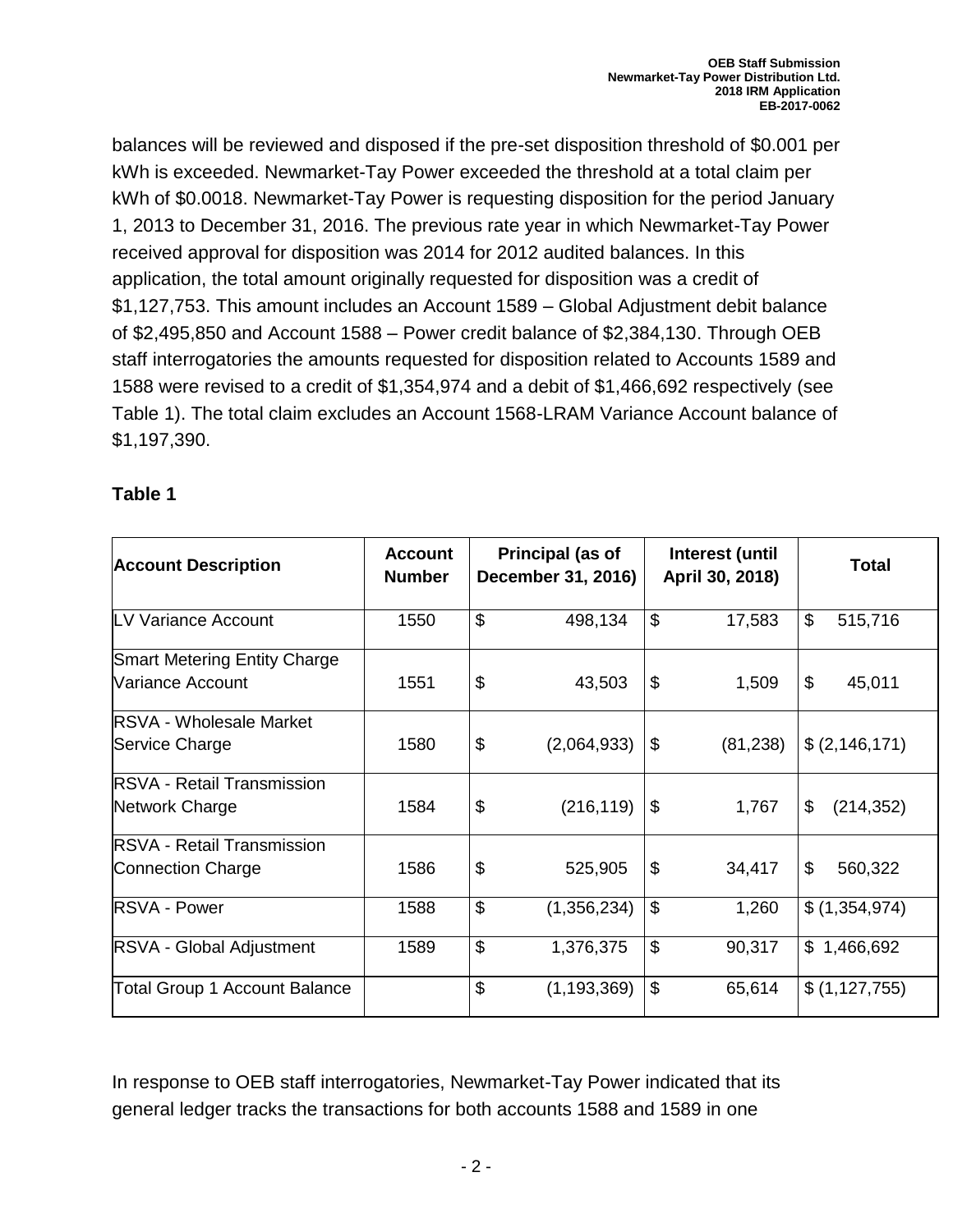balances will be reviewed and disposed if the pre-set disposition threshold of $0.001 per kWh is exceeded. Newmarket-Tay Power exceeded the threshold at a total claim per kWh of $0.0018. Newmarket-Tay Power is requesting disposition for the period January 1, 2013 to December 31, 2016. The previous rate year in which Newmarket-Tay Power received approval for disposition was 2014 for 2012 audited balances. In this application, the total amount originally requested for disposition was a credit of $1,127,753. This amount includes an Account 1589 – Global Adjustment debit balance of $2,495,850 and Account 1588 – Power credit balance of $2,384,130. Through OEB staff interrogatories the amounts requested for disposition related to Accounts 1589 and 1588 were revised to a credit of $1,354,974 and a debit of $1,466,692 respectively (see Table 1). The total claim excludes an Account 1568-LRAM Variance Account balance of $1,197,390.

**Table 1**

| Account Description | Account Number | Principal (as of December 31, 2016) | Interest (until April 30, 2018) | Total |
|---|---|---|---|---|
| LV Variance Account | 1550 | $ 498,134 | $ 17,583 | $ 515,716 |
| Smart Metering Entity Charge Variance Account | 1551 | $ 43,503 | $ 1,509 | $ 45,011 |
| RSVA - Wholesale Market Service Charge | 1580 | $ (2,064,933) | $ (81,238) | $ (2,146,171) |
| RSVA - Retail Transmission Network Charge | 1584 | $ (216,119) | $ 1,767 | $ (214,352) |
| RSVA - Retail Transmission Connection Charge | 1586 | $ 525,905 | $ 34,417 | $ 560,322 |
| RSVA - Power | 1588 | $ (1,356,234) | $ 1,260 | $ (1,354,974) |
| RSVA - Global Adjustment | 1589 | $ 1,376,375 | $ 90,317 | $ 1,466,692 |
| Total Group 1 Account Balance | | $ (1,193,369) | $ 65,614 | $ (1,127,755) |

In response to OEB staff interrogatories, Newmarket-Tay Power indicated that its general ledger tracks the transactions for both accounts 1588 and 1589 in one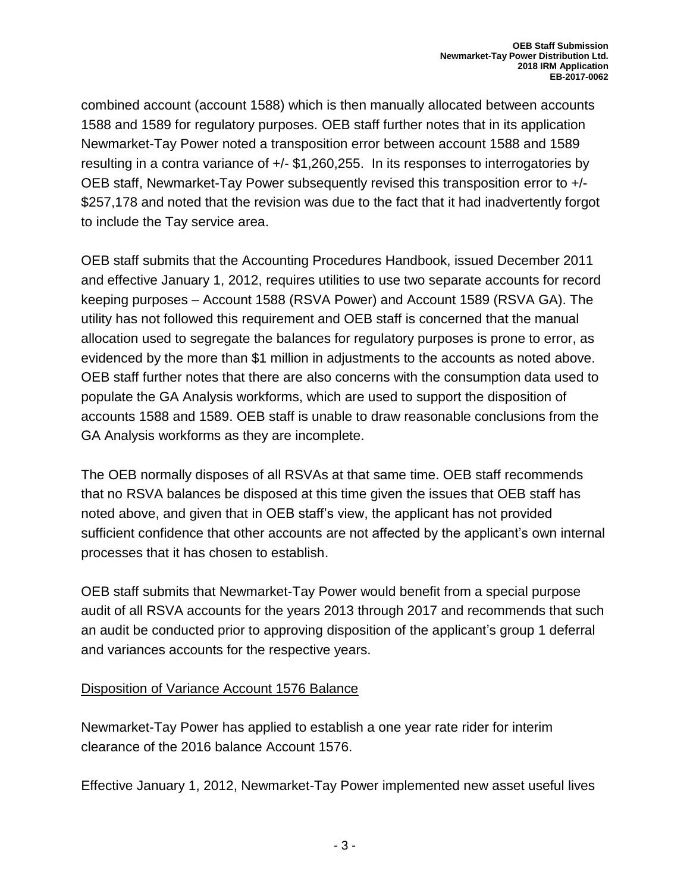combined account (account 1588) which is then manually allocated between accounts 1588 and 1589 for regulatory purposes. OEB staff further notes that in its application Newmarket-Tay Power noted a transposition error between account 1588 and 1589 resulting in a contra variance of +/- $1,260,255. In its responses to interrogatories by OEB staff, Newmarket-Tay Power subsequently revised this transposition error to +/- $257,178 and noted that the revision was due to the fact that it had inadvertently forgot to include the Tay service area.

OEB staff submits that the Accounting Procedures Handbook, issued December 2011 and effective January 1, 2012, requires utilities to use two separate accounts for record keeping purposes – Account 1588 (RSVA Power) and Account 1589 (RSVA GA). The utility has not followed this requirement and OEB staff is concerned that the manual allocation used to segregate the balances for regulatory purposes is prone to error, as evidenced by the more than $1 million in adjustments to the accounts as noted above. OEB staff further notes that there are also concerns with the consumption data used to populate the GA Analysis workforms, which are used to support the disposition of accounts 1588 and 1589. OEB staff is unable to draw reasonable conclusions from the GA Analysis workforms as they are incomplete.

The OEB normally disposes of all RSVAs at that same time. OEB staff recommends that no RSVA balances be disposed at this time given the issues that OEB staff has noted above, and given that in OEB staff's view, the applicant has not provided sufficient confidence that other accounts are not affected by the applicant's own internal processes that it has chosen to establish.

OEB staff submits that Newmarket-Tay Power would benefit from a special purpose audit of all RSVA accounts for the years 2013 through 2017 and recommends that such an audit be conducted prior to approving disposition of the applicant's group 1 deferral and variances accounts for the respective years.

## Disposition of Variance Account 1576 Balance

Newmarket-Tay Power has applied to establish a one year rate rider for interim clearance of the 2016 balance Account 1576.

Effective January 1, 2012, Newmarket-Tay Power implemented new asset useful lives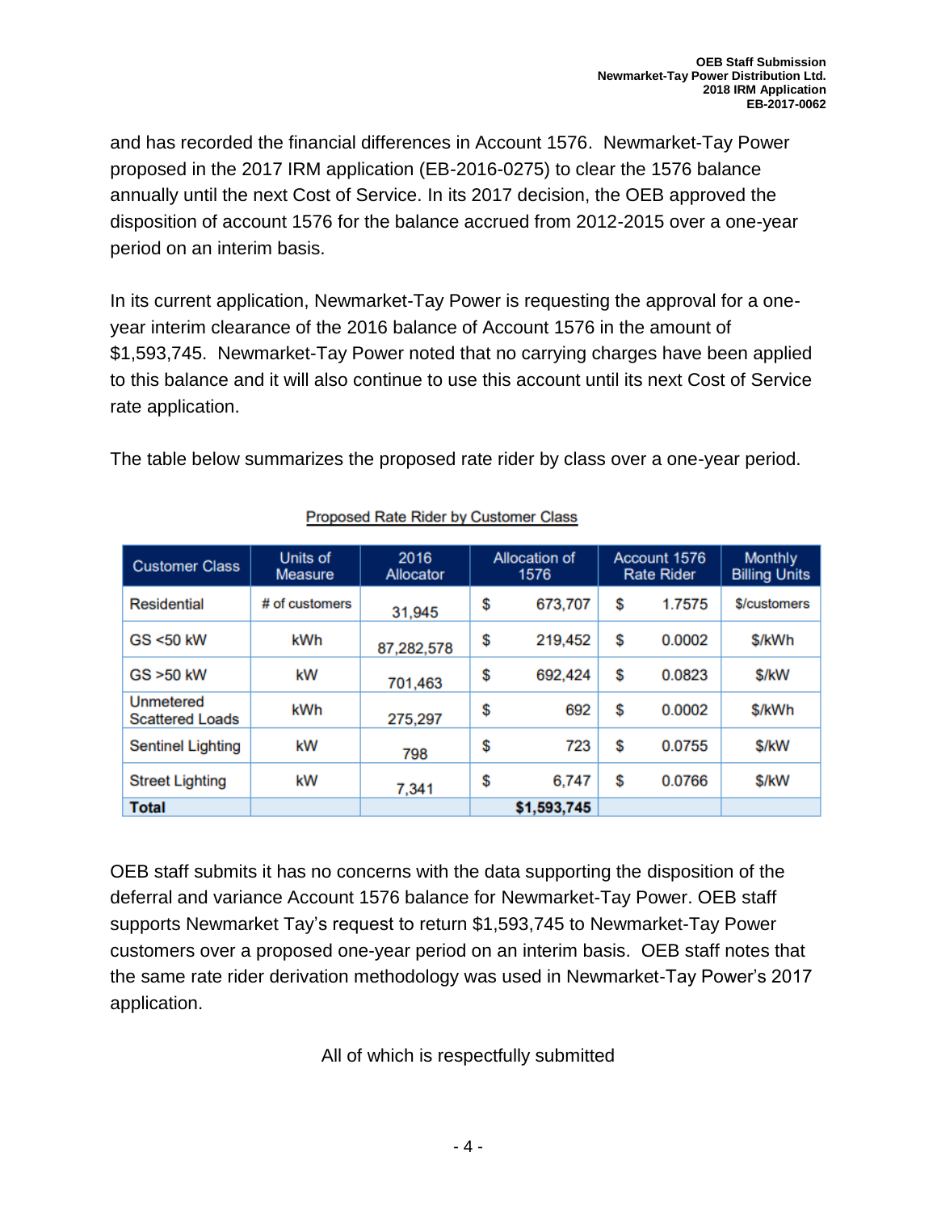and has recorded the financial differences in Account 1576. Newmarket-Tay Power proposed in the 2017 IRM application (EB-2016-0275) to clear the 1576 balance annually until the next Cost of Service. In its 2017 decision, the OEB approved the disposition of account 1576 for the balance accrued from 2012-2015 over a one-year period on an interim basis.

In its current application, Newmarket-Tay Power is requesting the approval for a one-year interim clearance of the 2016 balance of Account 1576 in the amount of $1,593,745. Newmarket-Tay Power noted that no carrying charges have been applied to this balance and it will also continue to use this account until its next Cost of Service rate application.

The table below summarizes the proposed rate rider by class over a one-year period.

Proposed Rate Rider by Customer Class

| Customer Class | Units of Measure | 2016 Allocator | Allocation of 1576 | Account 1576 Rate Rider | Monthly Billing Units |
|---|---|---|---|---|---|
| Residential | # of customers | 31,945 | $ 673,707 | $ 1.7575 | $/customers |
| GS <50 kW | kWh | 87,282,578 | $ 219,452 | $ 0.0002 | $/kWh |
| GS >50 kW | kW | 701,463 | $ 692,424 | $ 0.0823 | $/kW |
| Unmetered Scattered Loads | kWh | 275,297 | $ 692 | $ 0.0002 | $/kWh |
| Sentinel Lighting | kW | 798 | $ 723 | $ 0.0755 | $/kW |
| Street Lighting | kW | 7,341 | $ 6,747 | $ 0.0766 | $/kW |
| **Total** | | | **$1,593,745** | | |

OEB staff submits it has no concerns with the data supporting the disposition of the deferral and variance Account 1576 balance for Newmarket-Tay Power. OEB staff supports Newmarket Tay's request to return $1,593,745 to Newmarket-Tay Power customers over a proposed one-year period on an interim basis. OEB staff notes that the same rate rider derivation methodology was used in Newmarket-Tay Power's 2017 application.

All of which is respectfully submitted